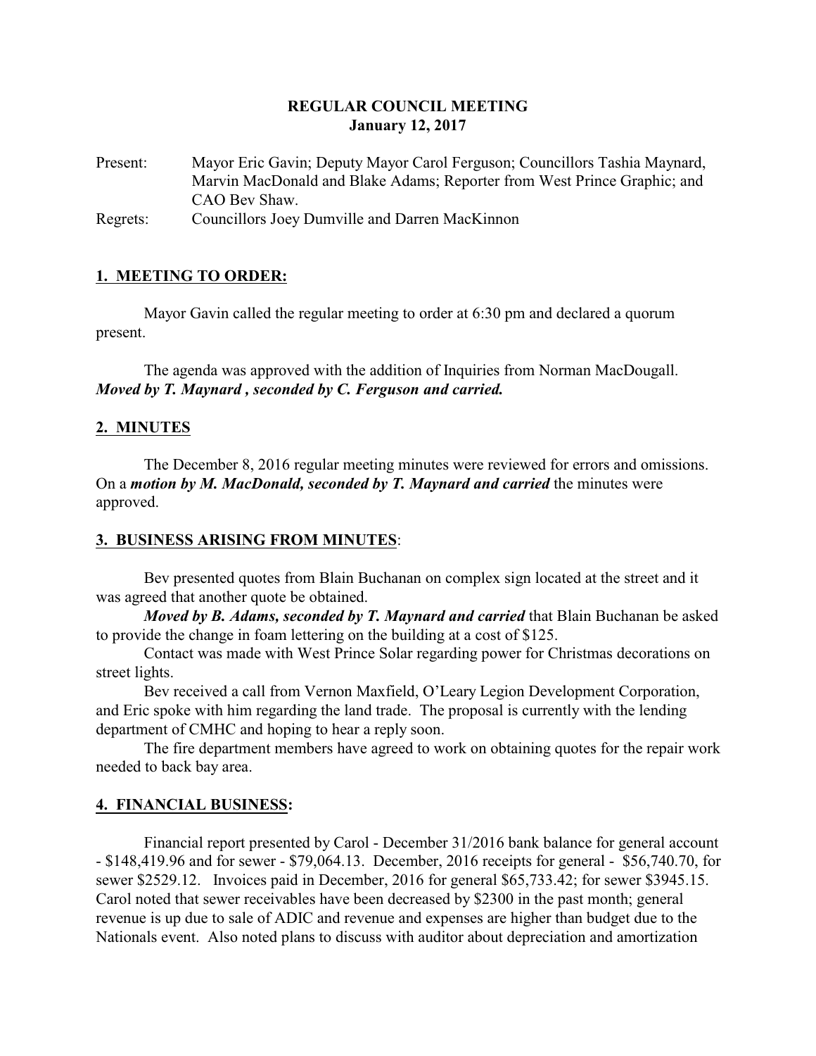**REGULAR COUNCIL MEETING**
**January 12, 2017**

Present: Mayor Eric Gavin; Deputy Mayor Carol Ferguson; Councillors Tashia Maynard, Marvin MacDonald and Blake Adams; Reporter from West Prince Graphic; and CAO Bev Shaw.

Regrets: Councillors Joey Dumville and Darren MacKinnon

## 1. MEETING TO ORDER:

Mayor Gavin called the regular meeting to order at 6:30 pm and declared a quorum present.

The agenda was approved with the addition of Inquiries from Norman MacDougall. ***Moved by T. Maynard , seconded by C. Ferguson and carried.***

## 2. MINUTES

The December 8, 2016 regular meeting minutes were reviewed for errors and omissions. On a ***motion by M. MacDonald, seconded by T. Maynard and carried*** the minutes were approved.

## 3. BUSINESS ARISING FROM MINUTES:

Bev presented quotes from Blain Buchanan on complex sign located at the street and it was agreed that another quote be obtained.

***Moved by B. Adams, seconded by T. Maynard and carried*** that Blain Buchanan be asked to provide the change in foam lettering on the building at a cost of $125.

Contact was made with West Prince Solar regarding power for Christmas decorations on street lights.

Bev received a call from Vernon Maxfield, O'Leary Legion Development Corporation, and Eric spoke with him regarding the land trade. The proposal is currently with the lending department of CMHC and hoping to hear a reply soon.

The fire department members have agreed to work on obtaining quotes for the repair work needed to back bay area.

## 4. FINANCIAL BUSINESS:

Financial report presented by Carol - December 31/2016 bank balance for general account - $148,419.96 and for sewer - $79,064.13. December, 2016 receipts for general - $56,740.70, for sewer $2529.12. Invoices paid in December, 2016 for general $65,733.42; for sewer $3945.15. Carol noted that sewer receivables have been decreased by $2300 in the past month; general revenue is up due to sale of ADIC and revenue and expenses are higher than budget due to the Nationals event. Also noted plans to discuss with auditor about depreciation and amortization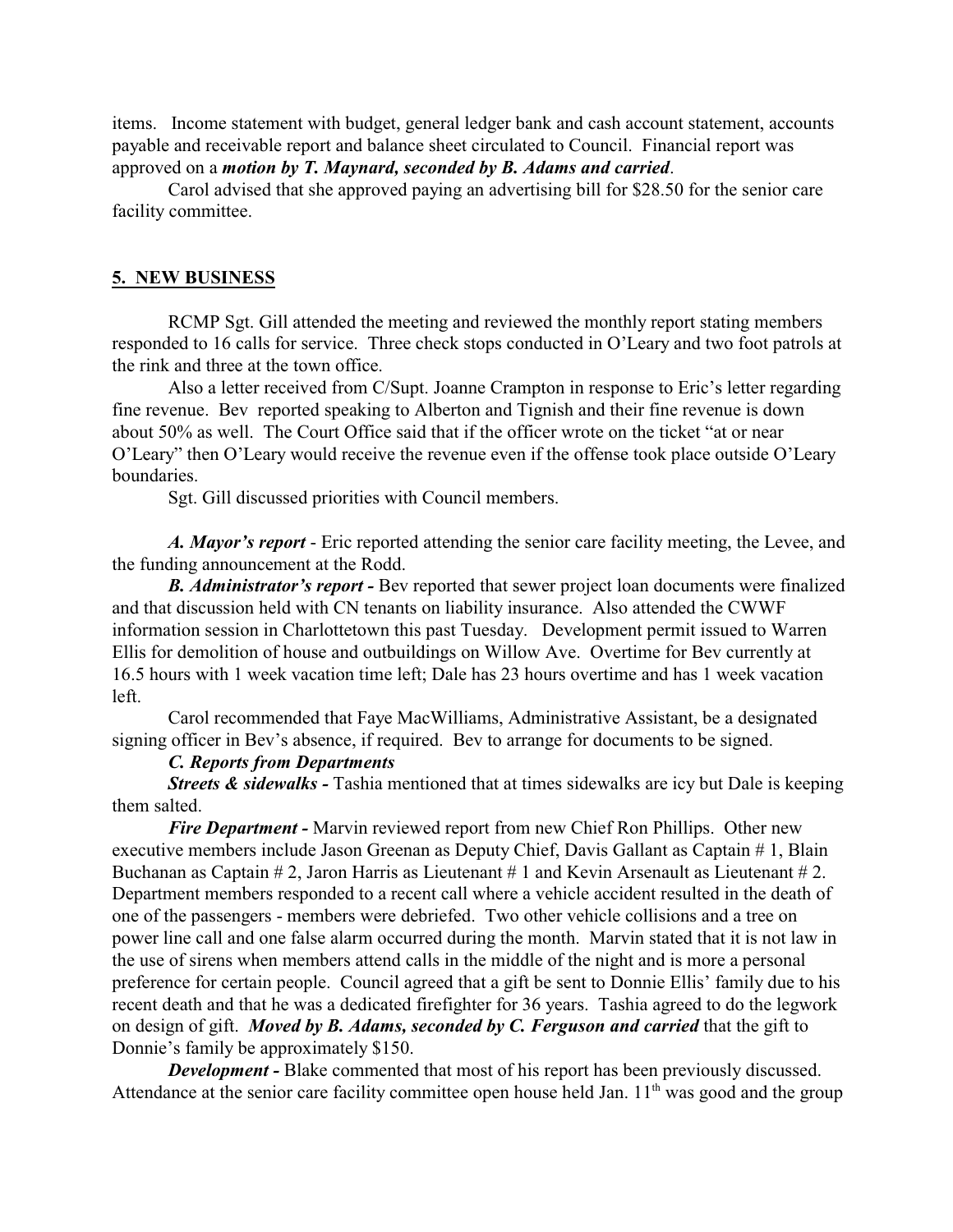items. Income statement with budget, general ledger bank and cash account statement, accounts payable and receivable report and balance sheet circulated to Council. Financial report was approved on a ***motion by T. Maynard, seconded by B. Adams and carried***.

Carol advised that she approved paying an advertising bill for $28.50 for the senior care facility committee.

## 5. NEW BUSINESS

RCMP Sgt. Gill attended the meeting and reviewed the monthly report stating members responded to 16 calls for service. Three check stops conducted in O'Leary and two foot patrols at the rink and three at the town office.

Also a letter received from C/Supt. Joanne Crampton in response to Eric's letter regarding fine revenue. Bev reported speaking to Alberton and Tignish and their fine revenue is down about 50% as well. The Court Office said that if the officer wrote on the ticket "at or near O'Leary" then O'Leary would receive the revenue even if the offense took place outside O'Leary boundaries.

Sgt. Gill discussed priorities with Council members.

***A. Mayor's report*** - Eric reported attending the senior care facility meeting, the Levee, and the funding announcement at the Rodd.

***B. Administrator's report -*** Bev reported that sewer project loan documents were finalized and that discussion held with CN tenants on liability insurance. Also attended the CWWF information session in Charlottetown this past Tuesday. Development permit issued to Warren Ellis for demolition of house and outbuildings on Willow Ave. Overtime for Bev currently at 16.5 hours with 1 week vacation time left; Dale has 23 hours overtime and has 1 week vacation left.

Carol recommended that Faye MacWilliams, Administrative Assistant, be a designated signing officer in Bev's absence, if required. Bev to arrange for documents to be signed.

***C. Reports from Departments***

***Streets & sidewalks -*** Tashia mentioned that at times sidewalks are icy but Dale is keeping them salted.

***Fire Department -*** Marvin reviewed report from new Chief Ron Phillips. Other new executive members include Jason Greenan as Deputy Chief, Davis Gallant as Captain # 1, Blain Buchanan as Captain # 2, Jaron Harris as Lieutenant # 1 and Kevin Arsenault as Lieutenant # 2. Department members responded to a recent call where a vehicle accident resulted in the death of one of the passengers - members were debriefed. Two other vehicle collisions and a tree on power line call and one false alarm occurred during the month. Marvin stated that it is not law in the use of sirens when members attend calls in the middle of the night and is more a personal preference for certain people. Council agreed that a gift be sent to Donnie Ellis' family due to his recent death and that he was a dedicated firefighter for 36 years. Tashia agreed to do the legwork on design of gift. ***Moved by B. Adams, seconded by C. Ferguson and carried*** that the gift to Donnie's family be approximately $150.

***Development -*** Blake commented that most of his report has been previously discussed. Attendance at the senior care facility committee open house held Jan. 11th was good and the group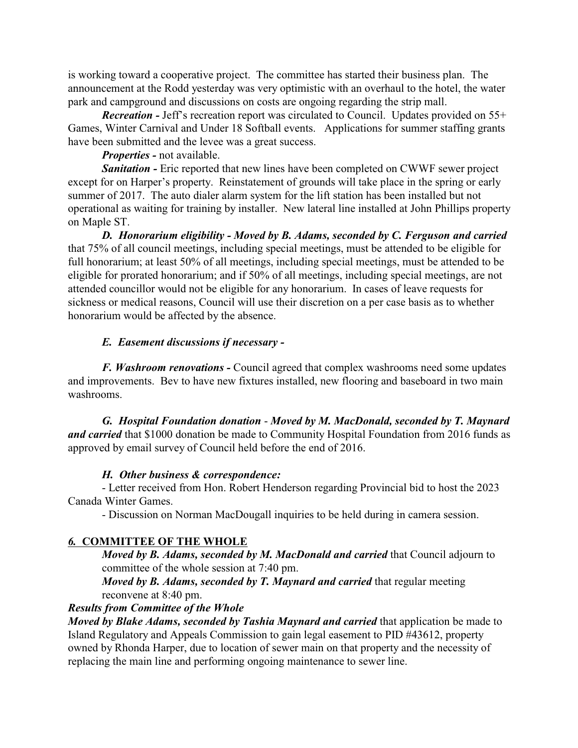is working toward a cooperative project. The committee has started their business plan. The announcement at the Rodd yesterday was very optimistic with an overhaul to the hotel, the water park and campground and discussions on costs are ongoing regarding the strip mall.

***Recreation -*** Jeff's recreation report was circulated to Council. Updates provided on 55+ Games, Winter Carnival and Under 18 Softball events. Applications for summer staffing grants have been submitted and the levee was a great success.

***Properties -*** not available.

***Sanitation -*** Eric reported that new lines have been completed on CWWF sewer project except for on Harper's property. Reinstatement of grounds will take place in the spring or early summer of 2017. The auto dialer alarm system for the lift station has been installed but not operational as waiting for training by installer. New lateral line installed at John Phillips property on Maple ST.

***D. Honorarium eligibility - Moved by B. Adams, seconded by C. Ferguson and carried*** that 75% of all council meetings, including special meetings, must be attended to be eligible for full honorarium; at least 50% of all meetings, including special meetings, must be attended to be eligible for prorated honorarium; and if 50% of all meetings, including special meetings, are not attended councillor would not be eligible for any honorarium. In cases of leave requests for sickness or medical reasons, Council will use their discretion on a per case basis as to whether honorarium would be affected by the absence.

***E. Easement discussions if necessary -***

***F. Washroom renovations -*** Council agreed that complex washrooms need some updates and improvements. Bev to have new fixtures installed, new flooring and baseboard in two main washrooms.

***G. Hospital Foundation donation - Moved by M. MacDonald, seconded by T. Maynard and carried*** that $1000 donation be made to Community Hospital Foundation from 2016 funds as approved by email survey of Council held before the end of 2016.

***H. Other business & correspondence:***

- Letter received from Hon. Robert Henderson regarding Provincial bid to host the 2023 Canada Winter Games.
- Discussion on Norman MacDougall inquiries to be held during in camera session.

## *6.* COMMITTEE OF THE WHOLE

***Moved by B. Adams, seconded by M. MacDonald and carried*** that Council adjourn to committee of the whole session at 7:40 pm.

***Moved by B. Adams, seconded by T. Maynard and carried*** that regular meeting reconvene at 8:40 pm.

***Results from Committee of the Whole***

***Moved by Blake Adams, seconded by Tashia Maynard and carried*** that application be made to Island Regulatory and Appeals Commission to gain legal easement to PID #43612, property owned by Rhonda Harper, due to location of sewer main on that property and the necessity of replacing the main line and performing ongoing maintenance to sewer line.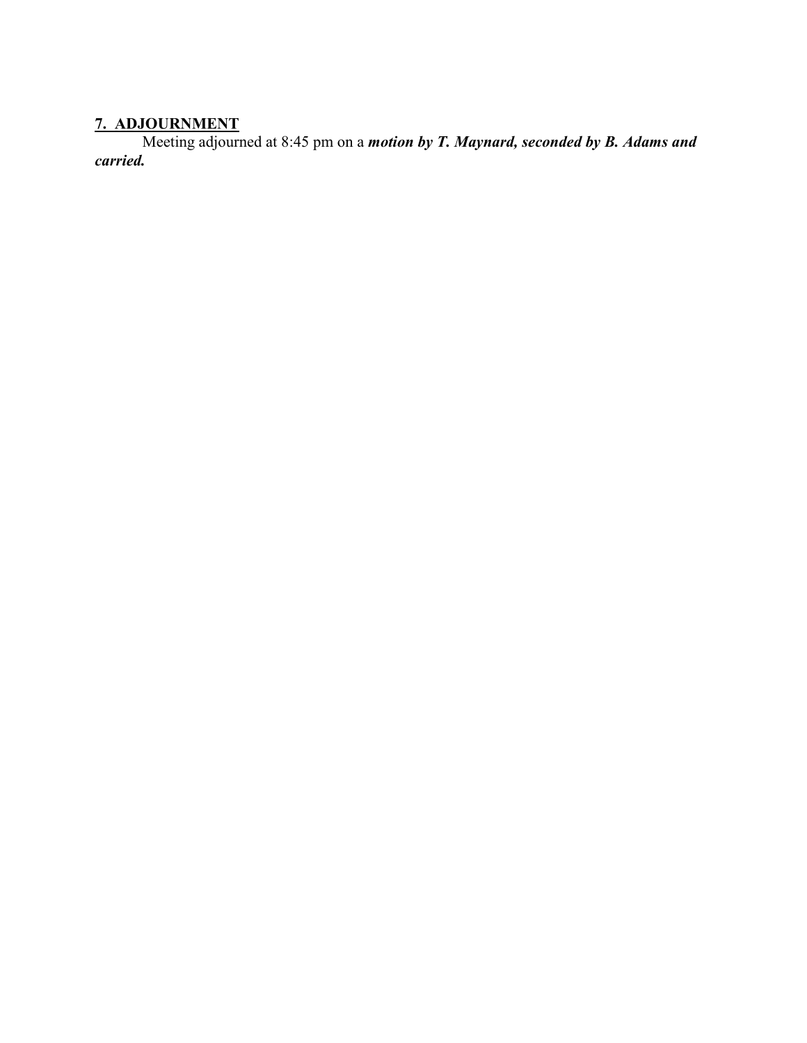## **7. ADJOURNMENT**

Meeting adjourned at 8:45 pm on a ***motion by T. Maynard, seconded by B. Adams and carried.***